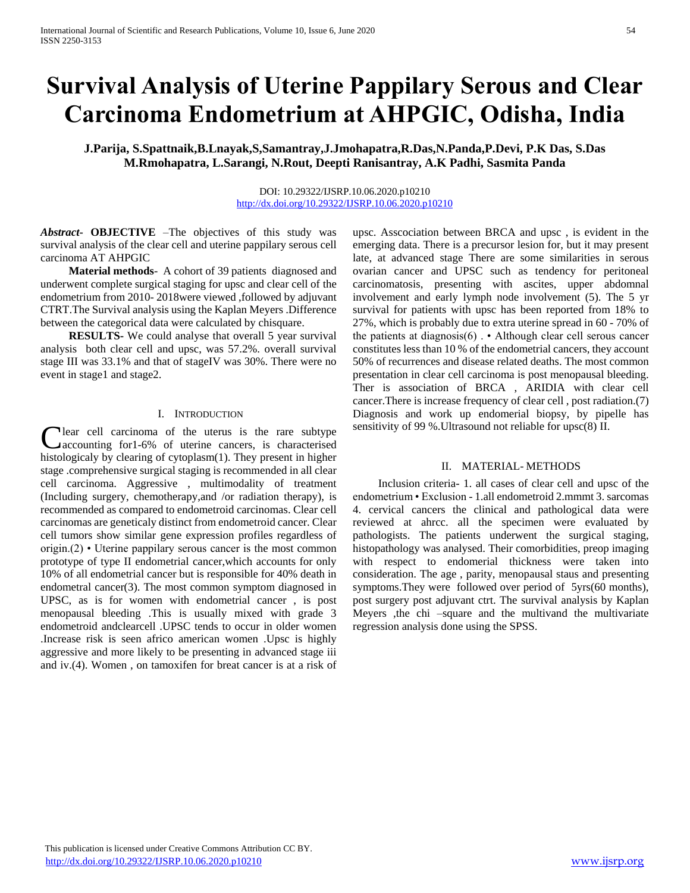# Survival Analysis of Uterine Pappilary Serous and Clear Carcinoma Endometrium at AHPGIC, Odisha, India

**J.Parija, S.Spattnaik,B.Lnayak,S,Samantray,J.Jmohapatra,R.Das,N.Panda,P.Devi, P.K Das, S.Das M.Rmohapatra, L.Sarangi, N.Rout, Deepti Ranisantray, A.K Padhi, Sasmita Panda**

DOI: 10.29322/IJSRP.10.06.2020.p10210
http://dx.doi.org/10.29322/IJSRP.10.06.2020.p10210

***Abstract*- OBJECTIVE** –The objectives of this study was survival analysis of the clear cell and uterine pappilary serous cell carcinoma AT AHPGIC

**Material methods**- A cohort of 39 patients diagnosed and underwent complete surgical staging for upsc and clear cell of the endometrium from 2010- 2018were viewed ,followed by adjuvant CTRT.The Survival analysis using the Kaplan Meyers .Difference between the categorical data were calculated by chisquare.

**RESULTS**- We could analyse that overall 5 year survival analysis both clear cell and upsc, was 57.2%. overall survival stage III was 33.1% and that of stageIV was 30%. There were no event in stage1 and stage2.

## I. Introduction

Clear cell carcinoma of the uterus is the rare subtype accounting for1-6% of uterine cancers, is characterised histologicaly by clearing of cytoplasm(1). They present in higher stage .comprehensive surgical staging is recommended in all clear cell carcinoma. Aggressive , multimodality of treatment (Including surgery, chemotherapy,and /or radiation therapy), is recommended as compared to endometroid carcinomas. Clear cell carcinomas are geneticaly distinct from endometroid cancer. Clear cell tumors show similar gene expression profiles regardless of origin.(2) • Uterine pappilary serous cancer is the most common prototype of type II endometrial cancer,which accounts for only 10% of all endometrial cancer but is responsible for 40% death in endometral cancer(3). The most common symptom diagnosed in UPSC, as is for women with endometrial cancer , is post menopausal bleeding .This is usually mixed with grade 3 endometroid andclearcell .UPSC tends to occur in older women .Increase risk is seen africo american women .Upsc is highly aggressive and more likely to be presenting in advanced stage iii and iv.(4). Women , on tamoxifen for breat cancer is at a risk of upsc. Asscociation between BRCA and upsc , is evident in the emerging data. There is a precursor lesion for, but it may present late, at advanced stage There are some similarities in serous ovarian cancer and UPSC such as tendency for peritoneal carcinomatosis, presenting with ascites, upper abdomnal involvement and early lymph node involvement (5). The 5 yr survival for patients with upsc has been reported from 18% to 27%, which is probably due to extra uterine spread in 60 - 70% of the patients at diagnosis(6) . • Although clear cell serous cancer constitutes less than 10 % of the endometrial cancers, they account 50% of recurrences and disease related deaths. The most common presentation in clear cell carcinoma is post menopausal bleeding. Ther is association of BRCA , ARIDIA with clear cell cancer.There is increase frequency of clear cell , post radiation.(7) Diagnosis and work up endomerial biopsy, by pipelle has sensitivity of 99 %.Ultrasound not reliable for upsc(8) II.

## II. Material- Methods

Inclusion criteria- 1. all cases of clear cell and upsc of the endometrium • Exclusion - 1.all endometroid 2.mmmt 3. sarcomas 4. cervical cancers the clinical and pathological data were reviewed at ahrcc. all the specimen were evaluated by pathologists. The patients underwent the surgical staging, histopathology was analysed. Their comorbidities, preop imaging with respect to endomerial thickness were taken into consideration. The age , parity, menopausal staus and presenting symptoms.They were followed over period of 5yrs(60 months), post surgery post adjuvant ctrt. The survival analysis by Kaplan Meyers ,the chi –square and the multivand the multivariate regression analysis done using the SPSS.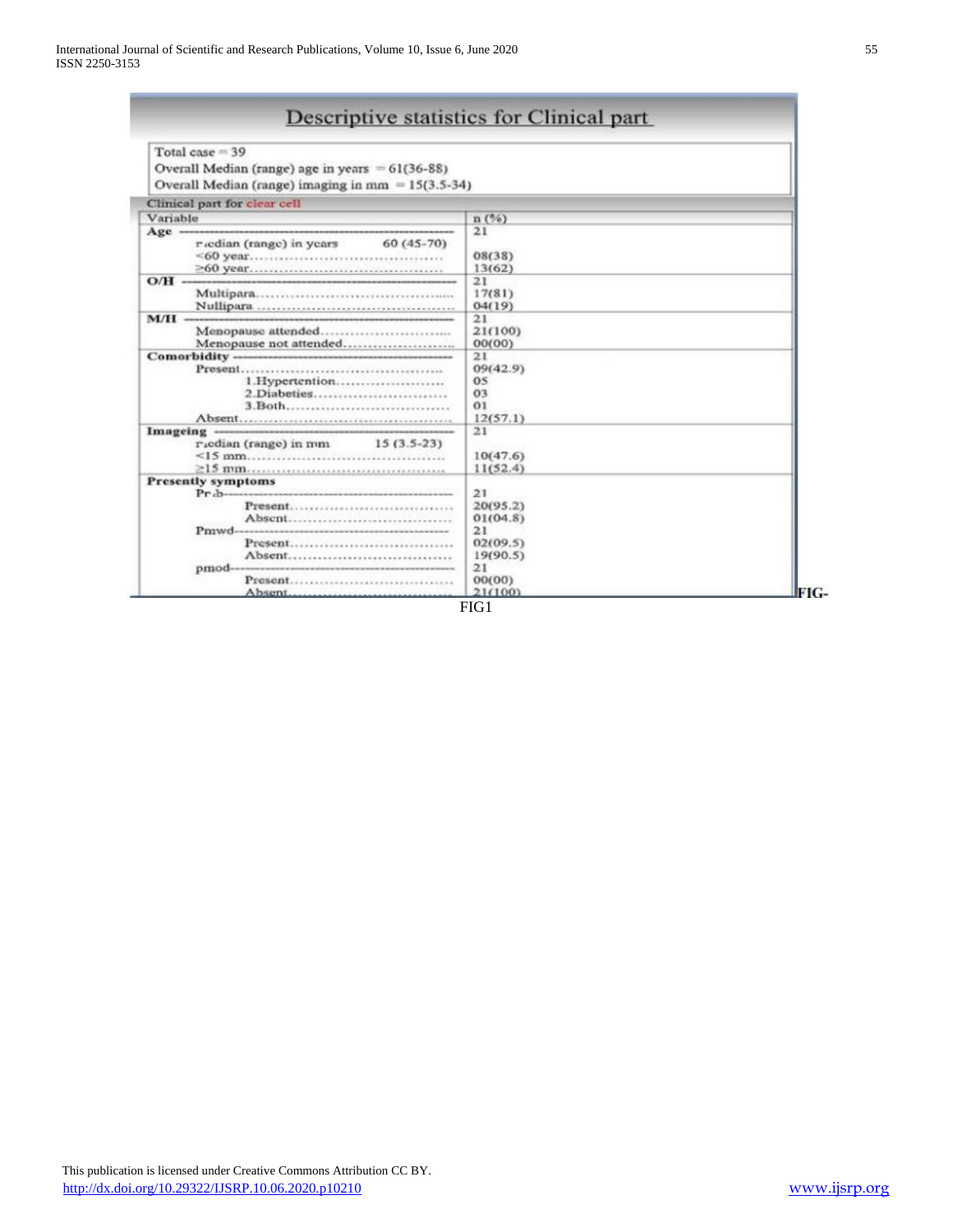## Descriptive statistics for Clinical part

Total case = 39
Overall Median (range) age in years = 61(36-88)
Overall Median (range) imaging in mm = 15(3.5-34)

Clinical part for clear cell

| Variable | n (%) |
|---|---|
| **Age** | 21 |
| median (range) in years 60 (45-70) | |
| <60 year | 08(38) |
| ≥60 year | 13(62) |
| **O/H** | 21 |
| Multipara | 17(81) |
| Nullipara | 04(19) |
| **M/H** | 21 |
| Menopause attended | 21(100) |
| Menopause not attended | 00(00) |
| **Comorbidity** | 21 |
| Present | 09(42.9) |
| 1.Hypertention | 05 |
| 2.Diabeties | 03 |
| 3.Both | 01 |
| Absent | 12(57.1) |
| **Imageing** | 21 |
| median (range) in mm 15 (3.5-23) | |
| <15 mm | 10(47.6) |
| ≥15 mm | 11(52.4) |
| **Presently symptoms** | |
| Pmb | 21 |
| Present | 20(95.2) |
| Absent | 01(04.8) |
| Pmwd | 21 |
| Present | 02(09.5) |
| Absent | 19(90.5) |
| pmod | 21 |
| Present | 00(00) |
| Absent | 21(100) |

FIG1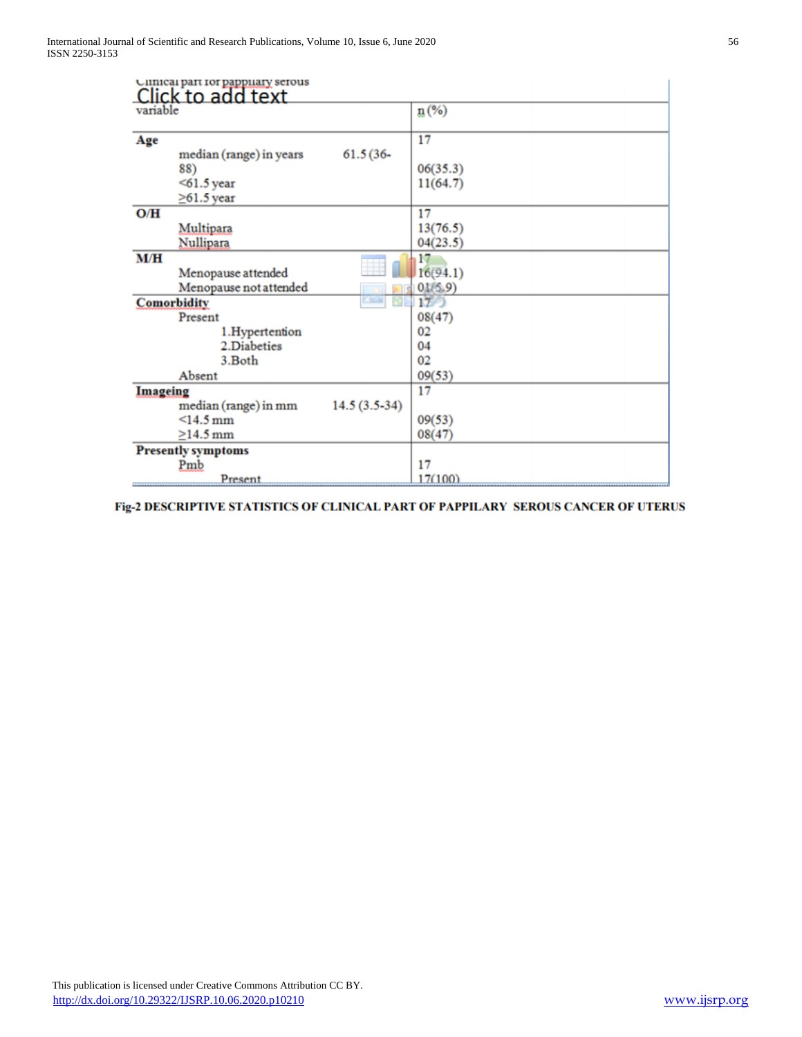Clinical part for pappilary serous

Click to add text

| variable | | n(%) |
|---|---|---|
| **Age** | | 17 |
| median (range) in years | 61.5 (36-88) | |
| <61.5 year | | 06(35.3) |
| ≥61.5 year | | 11(64.7) |
| **O/H** | | 17 |
| Multipara | | 13(76.5) |
| Nullipara | | 04(23.5) |
| **M/H** | | 17 |
| Menopause attended | | 16(94.1) |
| Menopause not attended | | 01(5.9) |
| **Comorbidity** | | 17 |
| Present | | 08(47) |
| 1.Hypertention | | 02 |
| 2.Diabeties | | 04 |
| 3.Both | | 02 |
| Absent | | 09(53) |
| **Imageing** | | 17 |
| median (range) in mm | 14.5 (3.5-34) | |
| <14.5 mm | | 09(53) |
| ≥14.5 mm | | 08(47) |
| **Presently symptoms** | | |
| Pmb | | 17 |
| Present | | 17(100) |

**Fig-2 DESCRIPTIVE STATISTICS OF CLINICAL PART OF PAPPILARY SEROUS CANCER OF UTERUS**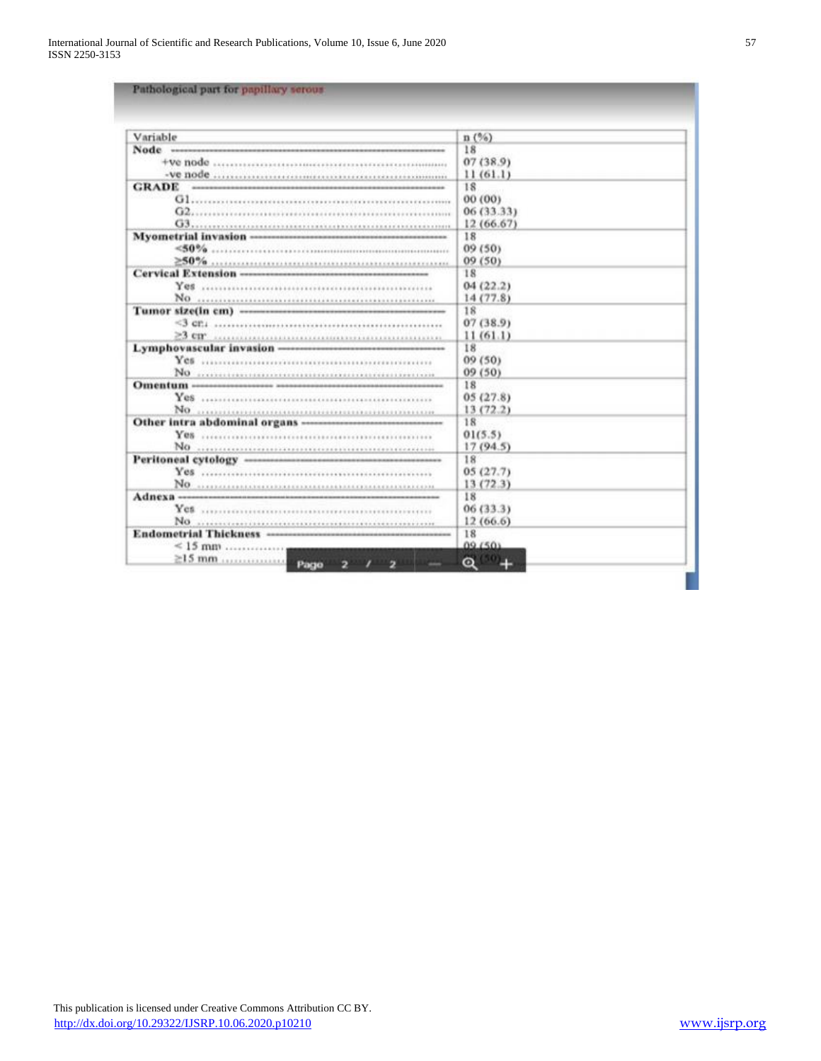Pathological part for papillary serous

| Variable | n (%) |
|---|---|
| **Node** | 18 |
| +ve node | 07 (38.9) |
| -ve node | 11 (61.1) |
| **GRADE** | 18 |
| G1 | 00 (00) |
| G2 | 06 (33.33) |
| G3 | 12 (66.67) |
| **Myometrial invasion** | 18 |
| <50% | 09 (50) |
| ≥50% | 09 (50) |
| **Cervical Extension** | 18 |
| Yes | 04 (22.2) |
| No | 14 (77.8) |
| **Tumor size(in cm)** | 18 |
| <3 cm | 07 (38.9) |
| ≥3 cm | 11 (61.1) |
| **Lymphovascular invasion** | 18 |
| Yes | 09 (50) |
| No | 09 (50) |
| **Omentum** | 18 |
| Yes | 05 (27.8) |
| No | 13 (72.2) |
| **Other intra abdominal organs** | 18 |
| Yes | 01(5.5) |
| No | 17 (94.5) |
| **Peritoneal cytology** | 18 |
| Yes | 05 (27.7) |
| No | 13 (72.3) |
| **Adnexa** | 18 |
| Yes | 06 (33.3) |
| No | 12 (66.6) |
| **Endometrial Thickness** | 18 |
| < 15 mm | 09 (50) |
| ≥15 mm | (50) |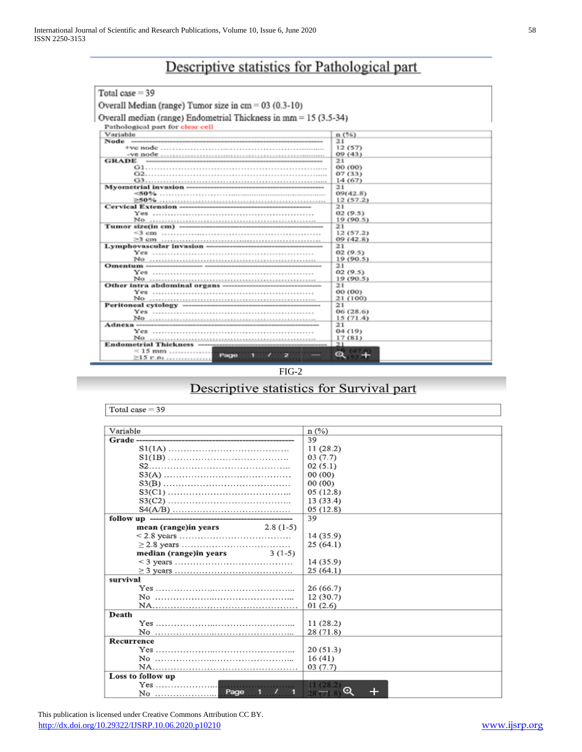## Descriptive statistics for Pathological part

Total case = 39

Overall Median (range) Tumor size in cm = 03 (0.3-10)

Overall median (range) Endometrial Thickness in mm = 15 (3.5-34)

Pathological part for clear cell

| Variable | n (%) |
|---|---|
| **Node** | 21 |
| +ve node | 12 (57) |
| -ve node | 09 (43) |
| **GRADE** | 21 |
| G1 | 00 (00) |
| G2 | 07 (33) |
| G3 | 14 (67) |
| **Myometrial invasion** | 21 |
| <50% | 09(42.8) |
| ≥50% | 12 (57.2) |
| **Cervical Extension** | 21 |
| Yes | 02 (9.5) |
| No | 19 (90.5) |
| **Tumor size(in cm)** | 21 |
| <3 cm | 12 (57.2) |
| >3 cm | 09 (42.8) |
| **Lymphovascular invasion** | 21 |
| Yes | 02 (9.5) |
| No | 19 (90.5) |
| **Omentum** | 21 |
| Yes | 02 (9.5) |
| No | 19 (90.5) |
| **Other intra abdominal organs** | 21 |
| Yes | 00 (00) |
| No | 21 (100) |
| **Peritoneal cytology** | 21 |
| Yes | 06 (28.6) |
| No | 15 (71.4) |
| **Adnexa** | 21 |
| Yes | 04 (19) |
| No | 17 (81) |
| **Endometrial Thickness** | 21 |
| <15 mm | 10 (47.6) |
| ≥15 mm | 11 (52.4) |

FIG-2

## Descriptive statistics for Survival part

Total case = 39

| Variable | n (%) |
|---|---|
| **Grade** | 39 |
| S1(1A) | 11 (28.2) |
| S1(1B) | 03 (7.7) |
| S2 | 02 (5.1) |
| S3(A) | 00 (00) |
| S3(B) | 00 (00) |
| S3(C1) | 05 (12.8) |
| S3(C2) | 13 (33.4) |
| S4(A/B) | 05 (12.8) |
| **follow up** | 39 |
| **mean (range)in years** 2.8 (1-5) | |
| < 2.8 years | 14 (35.9) |
| ≥ 2.8 years | 25 (64.1) |
| **median (range)in years** 3 (1-5) | |
| < 3 years | 14 (35.9) |
| ≥ 3 years | 25 (64.1) |
| **survival** | |
| Yes | 26 (66.7) |
| No | 12 (30.7) |
| NA | 01 (2.6) |
| **Death** | |
| Yes | 11 (28.2) |
| No | 28 (71.8) |
| **Recurrence** | |
| Yes | 20 (51.3) |
| No | 16 (41) |
| NA | 03 (7.7) |
| **Loss to follow up** | |
| Yes | 11 (28.2) |
| No | 28 (71.8) |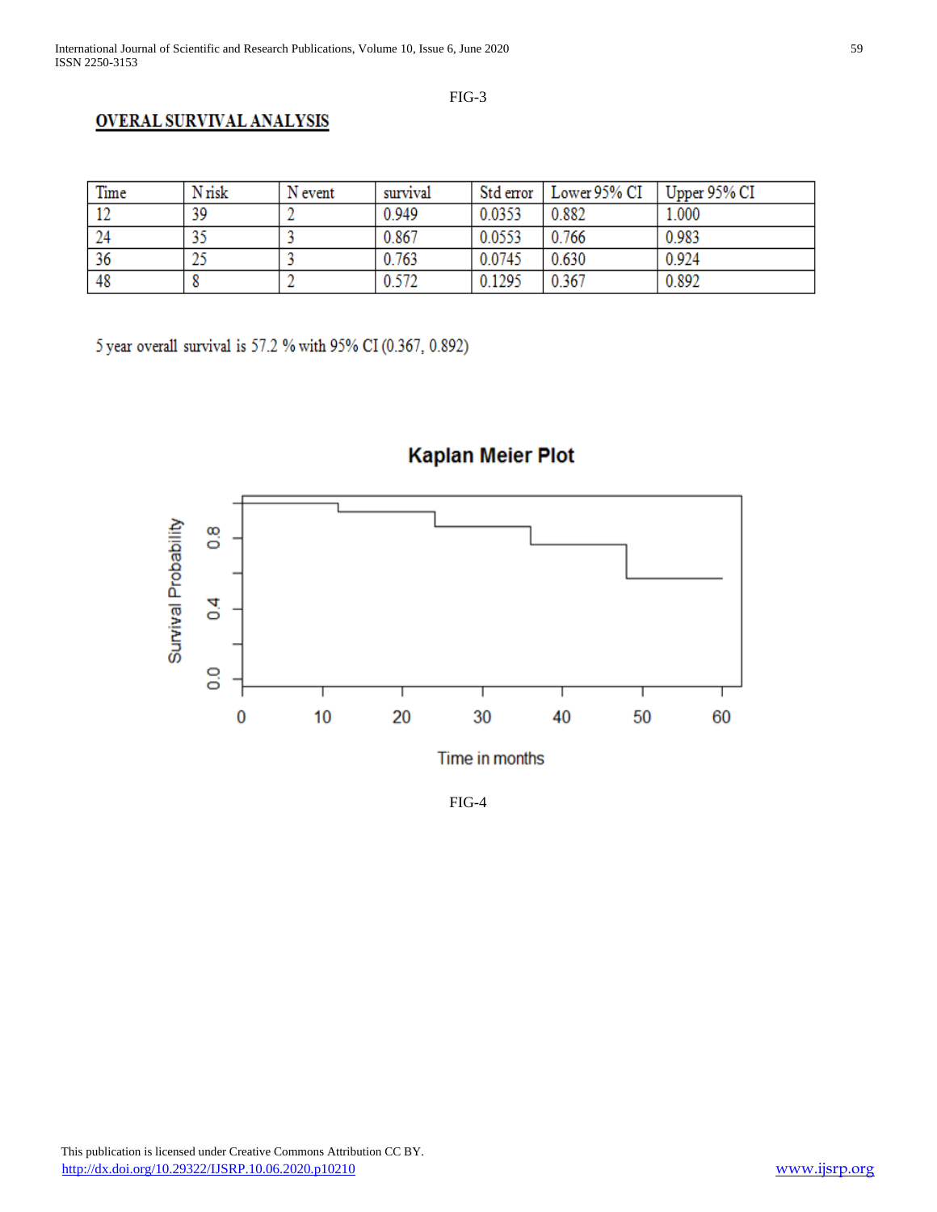FIG-3

# OVERAL SURVIVAL ANALYSIS

| Time | N risk | N event | survival | Std error | Lower 95% CI | Upper 95% CI |
|---|---|---|---|---|---|---|
| 12 | 39 | 2 | 0.949 | 0.0353 | 0.882 | 1.000 |
| 24 | 35 | 3 | 0.867 | 0.0553 | 0.766 | 0.983 |
| 36 | 25 | 3 | 0.763 | 0.0745 | 0.630 | 0.924 |
| 48 | 8 | 2 | 0.572 | 0.1295 | 0.367 | 0.892 |

5 year overall survival is 57.2 % with 95% CI (0.367, 0.892)

FIG-4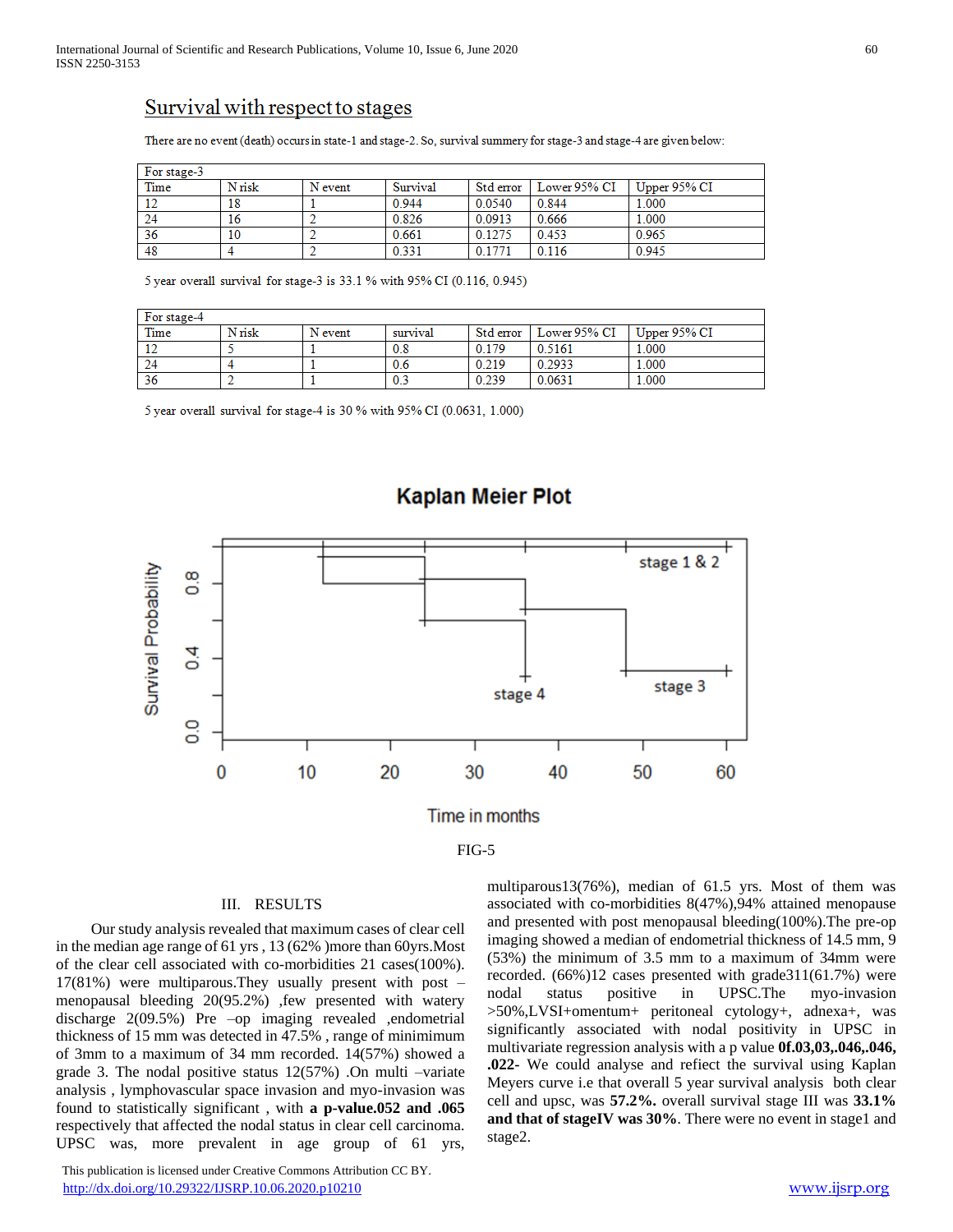## Survival with respect to stages

There are no event (death) occurs in state-1 and stage-2. So, survival summery for stage-3 and stage-4 are given below:

| For stage-3 | | | | | | |
|---|---|---|---|---|---|---|
| Time | N risk | N event | Survival | Std error | Lower 95% CI | Upper 95% CI |
| 12 | 18 | 1 | 0.944 | 0.0540 | 0.844 | 1.000 |
| 24 | 16 | 2 | 0.826 | 0.0913 | 0.666 | 1.000 |
| 36 | 10 | 2 | 0.661 | 0.1275 | 0.453 | 0.965 |
| 48 | 4 | 2 | 0.331 | 0.1771 | 0.116 | 0.945 |

5 year overall survival for stage-3 is 33.1 % with 95% CI (0.116, 0.945)

| For stage-4 | | | | | | |
|---|---|---|---|---|---|---|
| Time | N risk | N event | survival | Std error | Lower 95% CI | Upper 95% CI |
| 12 | 5 | 1 | 0.8 | 0.179 | 0.5161 | 1.000 |
| 24 | 4 | 1 | 0.6 | 0.219 | 0.2933 | 1.000 |
| 36 | 2 | 1 | 0.3 | 0.239 | 0.0631 | 1.000 |

5 year overall survival for stage-4 is 30 % with 95% CI (0.0631, 1.000)

FIG-5

## III. RESULTS

Our study analysis revealed that maximum cases of clear cell in the median age range of 61 yrs , 13 (62% )more than 60yrs.Most of the clear cell associated with co-morbidities 21 cases(100%). 17(81%) were multiparous.They usually present with post – menopausal bleeding 20(95.2%) ,few presented with watery discharge 2(09.5%) Pre –op imaging revealed ,endometrial thickness of 15 mm was detected in 47.5% , range of minimium of 3mm to a maximum of 34 mm recorded. 14(57%) showed a grade 3. The nodal positive status 12(57%) .On multi –variate analysis , lymphovascular space invasion and myo-invasion was found to statistically significant , with **a p-value.052 and .065** respectively that affected the nodal status in clear cell carcinoma. UPSC was, more prevalent in age group of 61 yrs, multiparous13(76%), median of 61.5 yrs. Most of them was associated with co-morbidities 8(47%),94% attained menopause and presented with post menopausal bleeding(100%).The pre-op imaging showed a median of endometrial thickness of 14.5 mm, 9 (53%) the minimum of 3.5 mm to a maximum of 34mm were recorded. (66%)12 cases presented with grade311(61.7%) were nodal status positive in UPSC.The myo-invasion >50%,LVSI+omentum+ peritoneal cytology+, adnexa+, was significantly associated with nodal positivity in UPSC in multivariate regression analysis with a p value **0f.03,03,.046,.046, .022-** We could analyse and reflect the survival using Kaplan Meyers curve i.e that overall 5 year survival analysis both clear cell and upsc, was **57.2%.** overall survival stage III was **33.1% and that of stageIV was 30%**. There were no event in stage1 and stage2.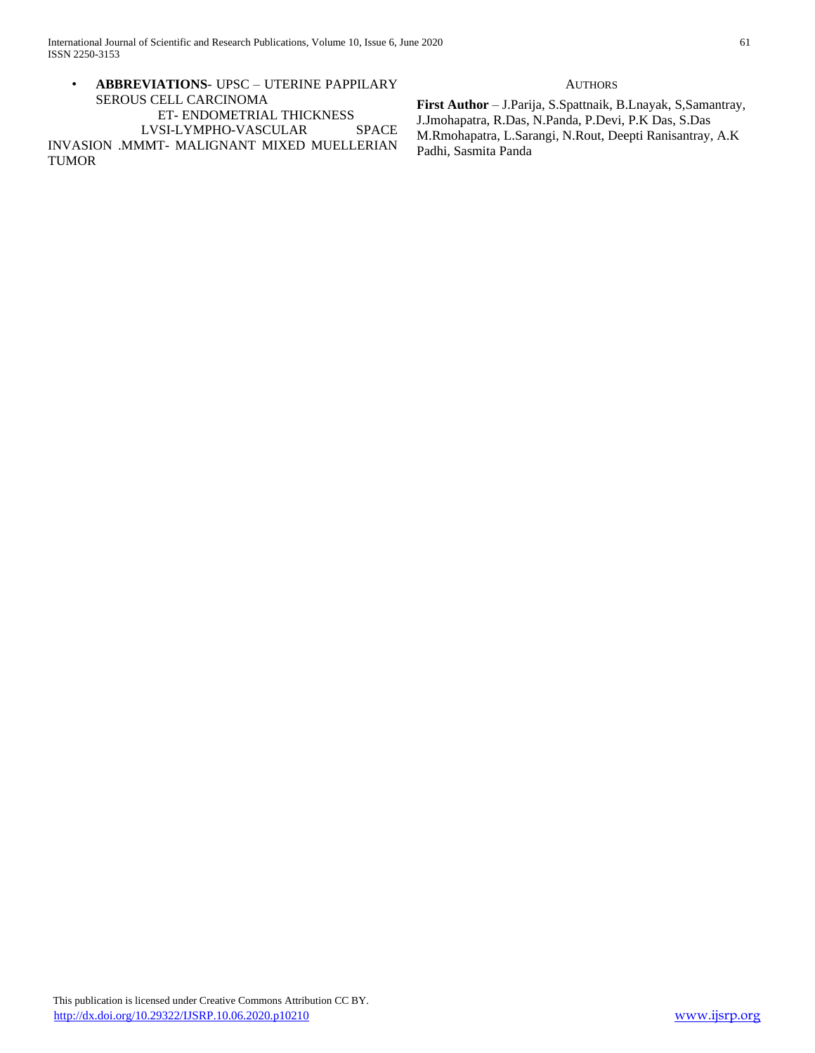- **ABBREVIATIONS**- UPSC – UTERINE PAPPILARY SEROUS CELL CARCINOMA
  ET- ENDOMETRIAL THICKNESS
  LVSI-LYMPHO-VASCULAR SPACE INVASION .MMMT- MALIGNANT MIXED MUELLERIAN TUMOR

AUTHORS

**First Author** – J.Parija, S.Spattnaik, B.Lnayak, S,Samantray, J.Jmohapatra, R.Das, N.Panda, P.Devi, P.K Das, S.Das M.Rmohapatra, L.Sarangi, N.Rout, Deepti Ranisantray, A.K Padhi, Sasmita Panda

This publication is licensed under Creative Commons Attribution CC BY.
http://dx.doi.org/10.29322/IJSRP.10.06.2020.p10210